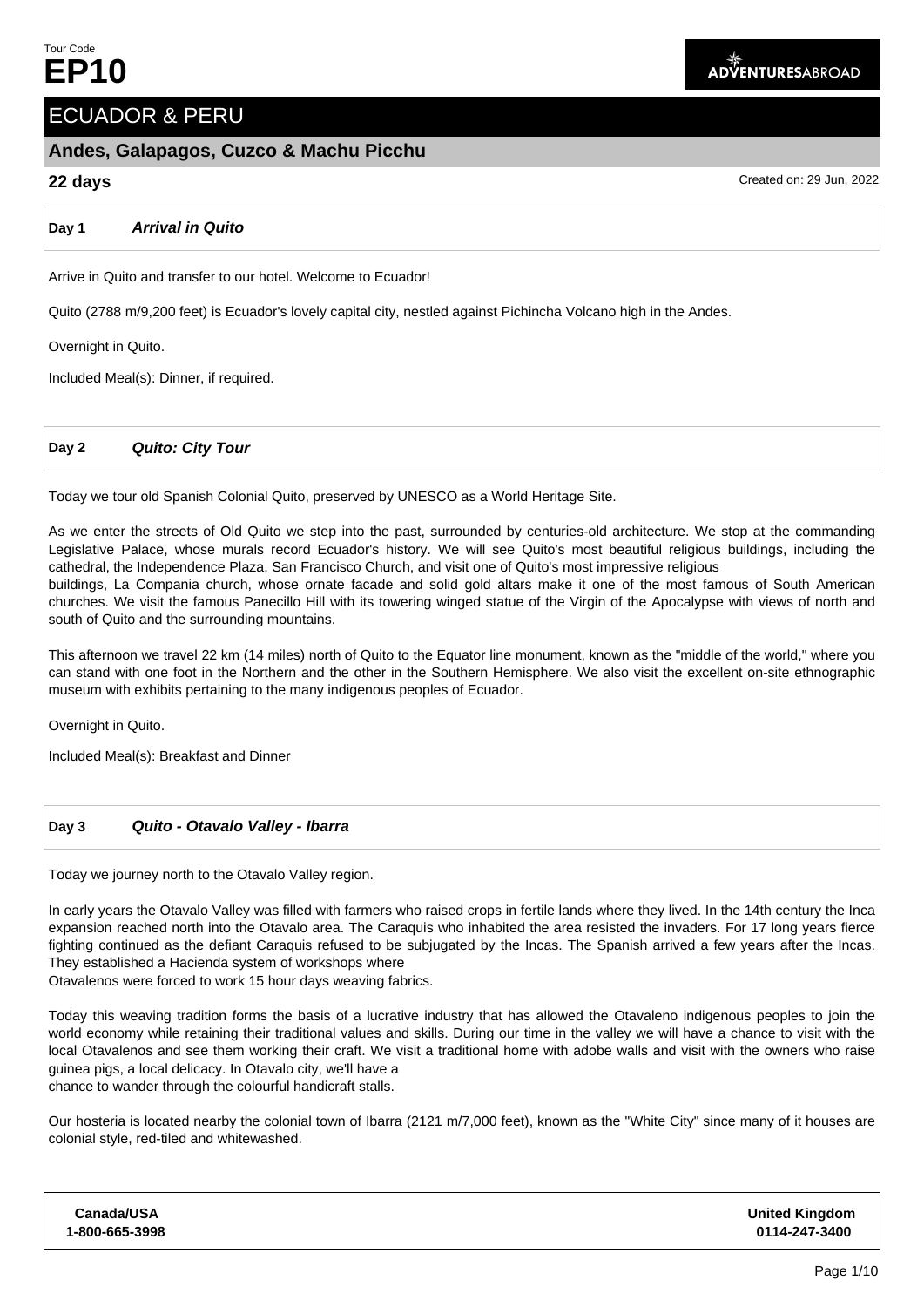Tour Code
# EP10

ADVENTURESABROAD

## ECUADOR & PERU

### Andes, Galapagos, Cuzco & Machu Picchu

**22 days**

Created on: 29 Jun, 2022

**Day 1** ***Arrival in Quito***

Arrive in Quito and transfer to our hotel. Welcome to Ecuador!

Quito (2788 m/9,200 feet) is Ecuador's lovely capital city, nestled against Pichincha Volcano high in the Andes.

Overnight in Quito.

Included Meal(s): Dinner, if required.

**Day 2** ***Quito: City Tour***

Today we tour old Spanish Colonial Quito, preserved by UNESCO as a World Heritage Site.

As we enter the streets of Old Quito we step into the past, surrounded by centuries-old architecture. We stop at the commanding Legislative Palace, whose murals record Ecuador's history. We will see Quito's most beautiful religious buildings, including the cathedral, the Independence Plaza, San Francisco Church, and visit one of Quito's most impressive religious buildings, La Compania church, whose ornate facade and solid gold altars make it one of the most famous of South American churches. We visit the famous Panecillo Hill with its towering winged statue of the Virgin of the Apocalypse with views of north and south of Quito and the surrounding mountains.

This afternoon we travel 22 km (14 miles) north of Quito to the Equator line monument, known as the "middle of the world," where you can stand with one foot in the Northern and the other in the Southern Hemisphere. We also visit the excellent on-site ethnographic museum with exhibits pertaining to the many indigenous peoples of Ecuador.

Overnight in Quito.

Included Meal(s): Breakfast and Dinner

**Day 3** ***Quito - Otavalo Valley - Ibarra***

Today we journey north to the Otavalo Valley region.

In early years the Otavalo Valley was filled with farmers who raised crops in fertile lands where they lived. In the 14th century the Inca expansion reached north into the Otavalo area. The Caraquis who inhabited the area resisted the invaders. For 17 long years fierce fighting continued as the defiant Caraquis refused to be subjugated by the Incas. The Spanish arrived a few years after the Incas. They established a Hacienda system of workshops where Otavalenos were forced to work 15 hour days weaving fabrics.

Today this weaving tradition forms the basis of a lucrative industry that has allowed the Otavaleno indigenous peoples to join the world economy while retaining their traditional values and skills. During our time in the valley we will have a chance to visit with the local Otavalenos and see them working their craft. We visit a traditional home with adobe walls and visit with the owners who raise guinea pigs, a local delicacy. In Otavalo city, we'll have a chance to wander through the colourful handicraft stalls.

Our hosteria is located nearby the colonial town of Ibarra (2121 m/7,000 feet), known as the "White City" since many of it houses are colonial style, red-tiled and whitewashed.

| Canada/USA | United Kingdom |
|---|---|
| 1-800-665-3998 | 0114-247-3400 |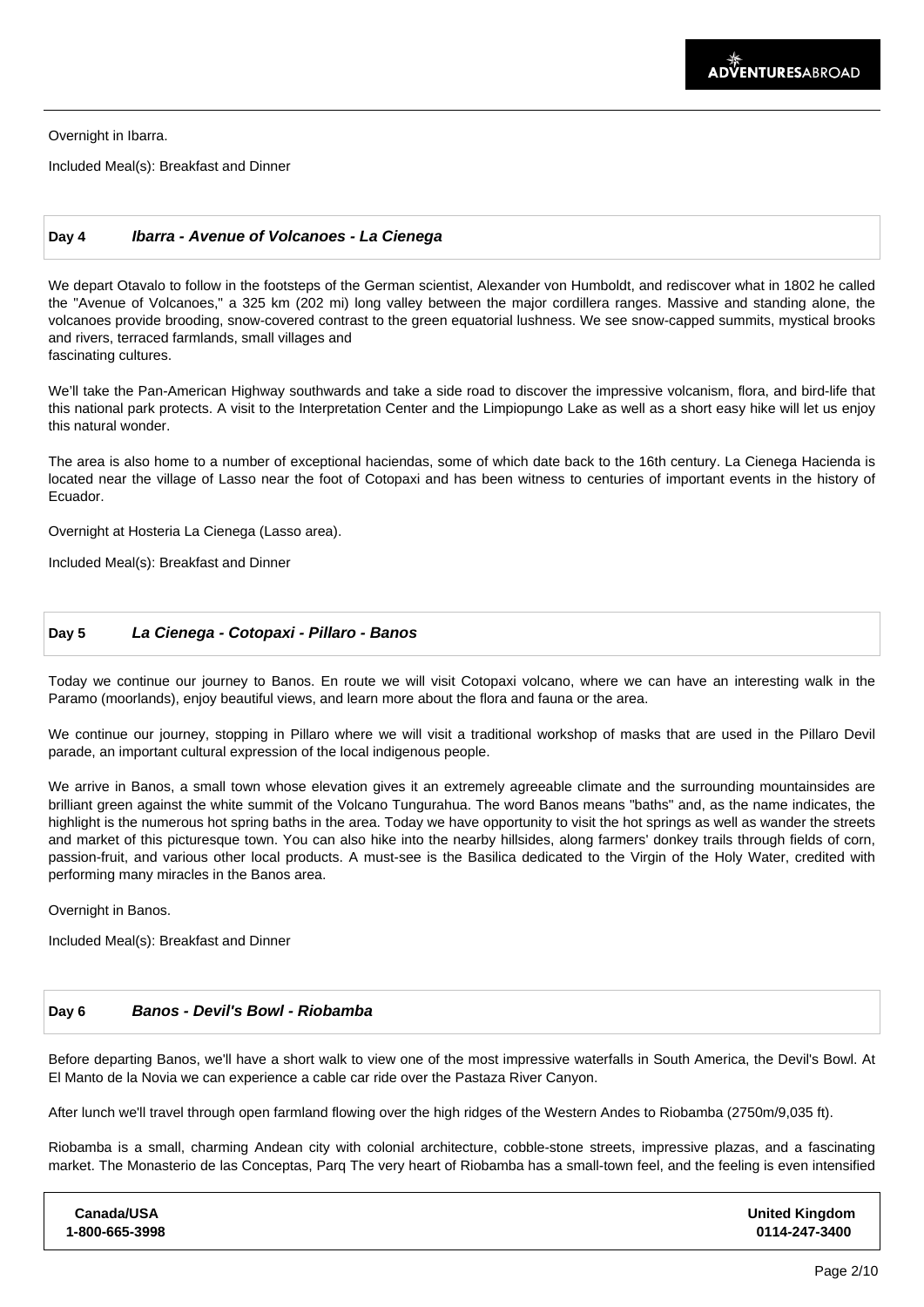Overnight in Ibarra.

Included Meal(s): Breakfast and Dinner

## Day 4 *Ibarra - Avenue of Volcanoes - La Cienega*

We depart Otavalo to follow in the footsteps of the German scientist, Alexander von Humboldt, and rediscover what in 1802 he called the "Avenue of Volcanoes," a 325 km (202 mi) long valley between the major cordillera ranges. Massive and standing alone, the volcanoes provide brooding, snow-covered contrast to the green equatorial lushness. We see snow-capped summits, mystical brooks and rivers, terraced farmlands, small villages and fascinating cultures.

We'll take the Pan-American Highway southwards and take a side road to discover the impressive volcanism, flora, and bird-life that this national park protects. A visit to the Interpretation Center and the Limpiopungo Lake as well as a short easy hike will let us enjoy this natural wonder.

The area is also home to a number of exceptional haciendas, some of which date back to the 16th century. La Cienega Hacienda is located near the village of Lasso near the foot of Cotopaxi and has been witness to centuries of important events in the history of Ecuador.

Overnight at Hosteria La Cienega (Lasso area).

Included Meal(s): Breakfast and Dinner

## Day 5 *La Cienega - Cotopaxi - Pillaro - Banos*

Today we continue our journey to Banos. En route we will visit Cotopaxi volcano, where we can have an interesting walk in the Paramo (moorlands), enjoy beautiful views, and learn more about the flora and fauna or the area.

We continue our journey, stopping in Pillaro where we will visit a traditional workshop of masks that are used in the Pillaro Devil parade, an important cultural expression of the local indigenous people.

We arrive in Banos, a small town whose elevation gives it an extremely agreeable climate and the surrounding mountainsides are brilliant green against the white summit of the Volcano Tungurahua. The word Banos means "baths" and, as the name indicates, the highlight is the numerous hot spring baths in the area. Today we have opportunity to visit the hot springs as well as wander the streets and market of this picturesque town. You can also hike into the nearby hillsides, along farmers' donkey trails through fields of corn, passion-fruit, and various other local products. A must-see is the Basilica dedicated to the Virgin of the Holy Water, credited with performing many miracles in the Banos area.

Overnight in Banos.

Included Meal(s): Breakfast and Dinner

## Day 6 *Banos - Devil's Bowl - Riobamba*

Before departing Banos, we'll have a short walk to view one of the most impressive waterfalls in South America, the Devil's Bowl. At El Manto de la Novia we can experience a cable car ride over the Pastaza River Canyon.

After lunch we'll travel through open farmland flowing over the high ridges of the Western Andes to Riobamba (2750m/9,035 ft).

Riobamba is a small, charming Andean city with colonial architecture, cobble-stone streets, impressive plazas, and a fascinating market. The Monasterio de las Conceptas, Parq The very heart of Riobamba has a small-town feel, and the feeling is even intensified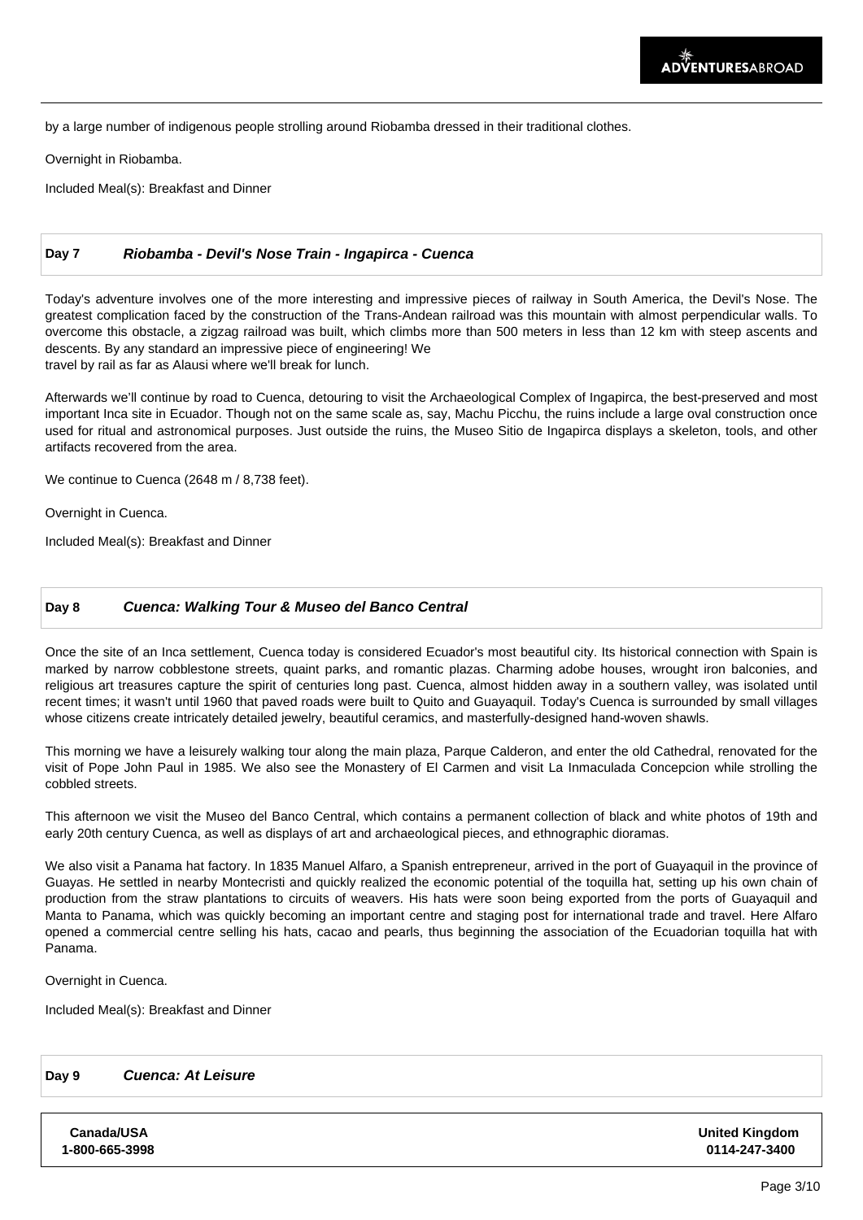by a large number of indigenous people strolling around Riobamba dressed in their traditional clothes.

Overnight in Riobamba.

Included Meal(s): Breakfast and Dinner

## Day 7 *Riobamba - Devil's Nose Train - Ingapirca - Cuenca*

Today's adventure involves one of the more interesting and impressive pieces of railway in South America, the Devil's Nose. The greatest complication faced by the construction of the Trans-Andean railroad was this mountain with almost perpendicular walls. To overcome this obstacle, a zigzag railroad was built, which climbs more than 500 meters in less than 12 km with steep ascents and descents. By any standard an impressive piece of engineering! We travel by rail as far as Alausi where we'll break for lunch.

Afterwards we'll continue by road to Cuenca, detouring to visit the Archaeological Complex of Ingapirca, the best-preserved and most important Inca site in Ecuador. Though not on the same scale as, say, Machu Picchu, the ruins include a large oval construction once used for ritual and astronomical purposes. Just outside the ruins, the Museo Sitio de Ingapirca displays a skeleton, tools, and other artifacts recovered from the area.

We continue to Cuenca (2648 m / 8,738 feet).

Overnight in Cuenca.

Included Meal(s): Breakfast and Dinner

## Day 8 *Cuenca: Walking Tour & Museo del Banco Central*

Once the site of an Inca settlement, Cuenca today is considered Ecuador's most beautiful city. Its historical connection with Spain is marked by narrow cobblestone streets, quaint parks, and romantic plazas. Charming adobe houses, wrought iron balconies, and religious art treasures capture the spirit of centuries long past. Cuenca, almost hidden away in a southern valley, was isolated until recent times; it wasn't until 1960 that paved roads were built to Quito and Guayaquil. Today's Cuenca is surrounded by small villages whose citizens create intricately detailed jewelry, beautiful ceramics, and masterfully-designed hand-woven shawls.

This morning we have a leisurely walking tour along the main plaza, Parque Calderon, and enter the old Cathedral, renovated for the visit of Pope John Paul in 1985. We also see the Monastery of El Carmen and visit La Inmaculada Concepcion while strolling the cobbled streets.

This afternoon we visit the Museo del Banco Central, which contains a permanent collection of black and white photos of 19th and early 20th century Cuenca, as well as displays of art and archaeological pieces, and ethnographic dioramas.

We also visit a Panama hat factory. In 1835 Manuel Alfaro, a Spanish entrepreneur, arrived in the port of Guayaquil in the province of Guayas. He settled in nearby Montecristi and quickly realized the economic potential of the toquilla hat, setting up his own chain of production from the straw plantations to circuits of weavers. His hats were soon being exported from the ports of Guayaquil and Manta to Panama, which was quickly becoming an important centre and staging post for international trade and travel. Here Alfaro opened a commercial centre selling his hats, cacao and pearls, thus beginning the association of the Ecuadorian toquilla hat with Panama.

Overnight in Cuenca.

Included Meal(s): Breakfast and Dinner

## Day 9 *Cuenca: At Leisure*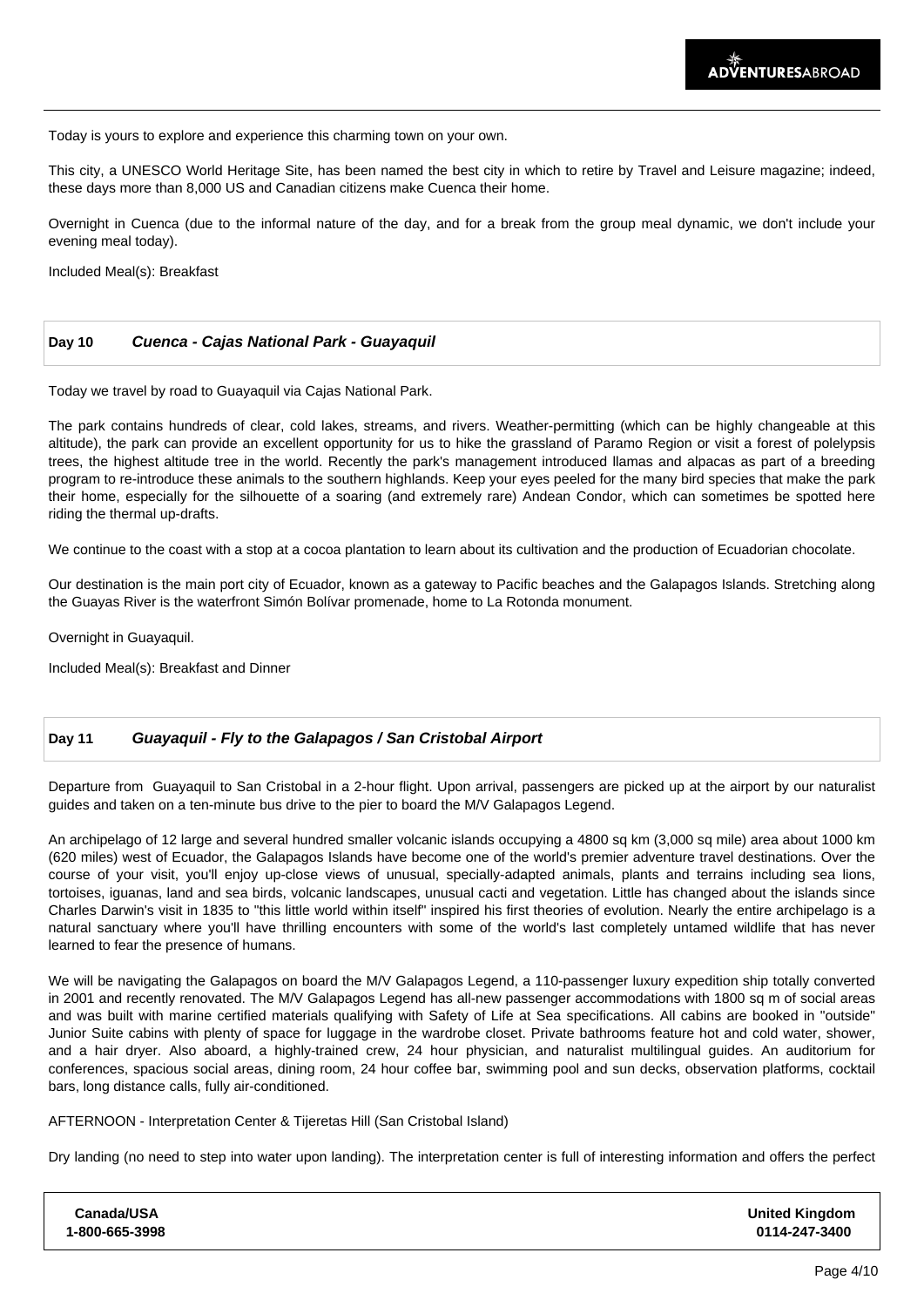Today is yours to explore and experience this charming town on your own.

This city, a UNESCO World Heritage Site, has been named the best city in which to retire by Travel and Leisure magazine; indeed, these days more than 8,000 US and Canadian citizens make Cuenca their home.

Overnight in Cuenca (due to the informal nature of the day, and for a break from the group meal dynamic, we don't include your evening meal today).

Included Meal(s): Breakfast

## Day 10 *Cuenca - Cajas National Park - Guayaquil*

Today we travel by road to Guayaquil via Cajas National Park.

The park contains hundreds of clear, cold lakes, streams, and rivers. Weather-permitting (which can be highly changeable at this altitude), the park can provide an excellent opportunity for us to hike the grassland of Paramo Region or visit a forest of polelypsis trees, the highest altitude tree in the world. Recently the park's management introduced llamas and alpacas as part of a breeding program to re-introduce these animals to the southern highlands. Keep your eyes peeled for the many bird species that make the park their home, especially for the silhouette of a soaring (and extremely rare) Andean Condor, which can sometimes be spotted here riding the thermal up-drafts.

We continue to the coast with a stop at a cocoa plantation to learn about its cultivation and the production of Ecuadorian chocolate.

Our destination is the main port city of Ecuador, known as a gateway to Pacific beaches and the Galapagos Islands. Stretching along the Guayas River is the waterfront Simón Bolívar promenade, home to La Rotonda monument.

Overnight in Guayaquil.

Included Meal(s): Breakfast and Dinner

## Day 11 *Guayaquil - Fly to the Galapagos / San Cristobal Airport*

Departure from Guayaquil to San Cristobal in a 2-hour flight. Upon arrival, passengers are picked up at the airport by our naturalist guides and taken on a ten-minute bus drive to the pier to board the M/V Galapagos Legend.

An archipelago of 12 large and several hundred smaller volcanic islands occupying a 4800 sq km (3,000 sq mile) area about 1000 km (620 miles) west of Ecuador, the Galapagos Islands have become one of the world's premier adventure travel destinations. Over the course of your visit, you'll enjoy up-close views of unusual, specially-adapted animals, plants and terrains including sea lions, tortoises, iguanas, land and sea birds, volcanic landscapes, unusual cacti and vegetation. Little has changed about the islands since Charles Darwin's visit in 1835 to "this little world within itself" inspired his first theories of evolution. Nearly the entire archipelago is a natural sanctuary where you'll have thrilling encounters with some of the world's last completely untamed wildlife that has never learned to fear the presence of humans.

We will be navigating the Galapagos on board the M/V Galapagos Legend, a 110-passenger luxury expedition ship totally converted in 2001 and recently renovated. The M/V Galapagos Legend has all-new passenger accommodations with 1800 sq m of social areas and was built with marine certified materials qualifying with Safety of Life at Sea specifications. All cabins are booked in "outside" Junior Suite cabins with plenty of space for luggage in the wardrobe closet. Private bathrooms feature hot and cold water, shower, and a hair dryer. Also aboard, a highly-trained crew, 24 hour physician, and naturalist multilingual guides. An auditorium for conferences, spacious social areas, dining room, 24 hour coffee bar, swimming pool and sun decks, observation platforms, cocktail bars, long distance calls, fully air-conditioned.

AFTERNOON - Interpretation Center & Tijeretas Hill (San Cristobal Island)

Dry landing (no need to step into water upon landing). The interpretation center is full of interesting information and offers the perfect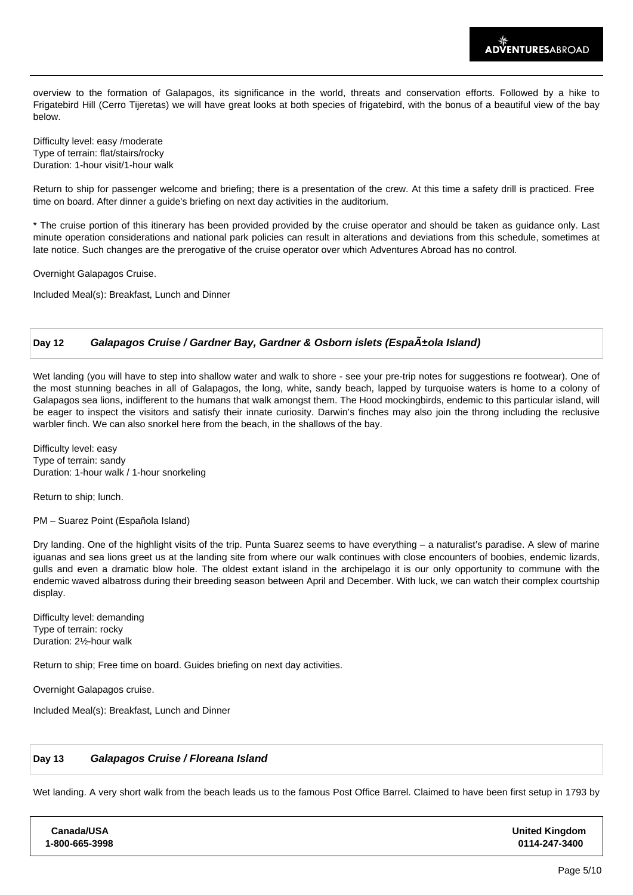overview to the formation of Galapagos, its significance in the world, threats and conservation efforts. Followed by a hike to Frigatebird Hill (Cerro Tijeretas) we will have great looks at both species of frigatebird, with the bonus of a beautiful view of the bay below.

Difficulty level: easy /moderate
Type of terrain: flat/stairs/rocky
Duration: 1-hour visit/1-hour walk

Return to ship for passenger welcome and briefing; there is a presentation of the crew. At this time a safety drill is practiced. Free time on board. After dinner a guide's briefing on next day activities in the auditorium.

* The cruise portion of this itinerary has been provided provided by the cruise operator and should be taken as guidance only. Last minute operation considerations and national park policies can result in alterations and deviations from this schedule, sometimes at late notice. Such changes are the prerogative of the cruise operator over which Adventures Abroad has no control.

Overnight Galapagos Cruise.

Included Meal(s): Breakfast, Lunch and Dinner

## Day 12 *Galapagos Cruise / Gardner Bay, Gardner & Osborn islets (EspaÃ±ola Island)*

Wet landing (you will have to step into shallow water and walk to shore - see your pre-trip notes for suggestions re footwear). One of the most stunning beaches in all of Galapagos, the long, white, sandy beach, lapped by turquoise waters is home to a colony of Galapagos sea lions, indifferent to the humans that walk amongst them. The Hood mockingbirds, endemic to this particular island, will be eager to inspect the visitors and satisfy their innate curiosity. Darwin's finches may also join the throng including the reclusive warbler finch. We can also snorkel here from the beach, in the shallows of the bay.

Difficulty level: easy
Type of terrain: sandy
Duration: 1-hour walk / 1-hour snorkeling

Return to ship; lunch.

PM – Suarez Point (Española Island)

Dry landing. One of the highlight visits of the trip. Punta Suarez seems to have everything – a naturalist's paradise. A slew of marine iguanas and sea lions greet us at the landing site from where our walk continues with close encounters of boobies, endemic lizards, gulls and even a dramatic blow hole. The oldest extant island in the archipelago it is our only opportunity to commune with the endemic waved albatross during their breeding season between April and December. With luck, we can watch their complex courtship display.

Difficulty level: demanding
Type of terrain: rocky
Duration: 2½-hour walk

Return to ship; Free time on board. Guides briefing on next day activities.

Overnight Galapagos cruise.

Included Meal(s): Breakfast, Lunch and Dinner

## Day 13 *Galapagos Cruise / Floreana Island*

Wet landing. A very short walk from the beach leads us to the famous Post Office Barrel. Claimed to have been first setup in 1793 by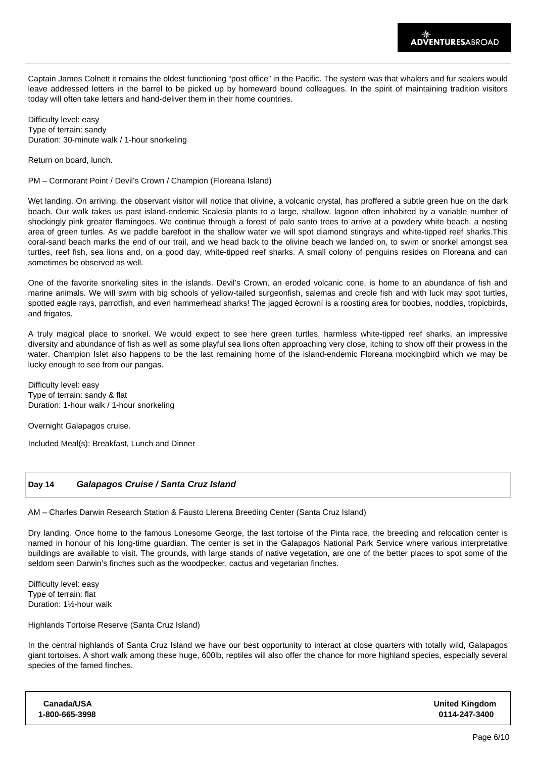Captain James Colnett it remains the oldest functioning "post office" in the Pacific. The system was that whalers and fur sealers would leave addressed letters in the barrel to be picked up by homeward bound colleagues. In the spirit of maintaining tradition visitors today will often take letters and hand-deliver them in their home countries.

Difficulty level: easy
Type of terrain: sandy
Duration: 30-minute walk / 1-hour snorkeling

Return on board, lunch.

PM – Cormorant Point / Devil's Crown / Champion (Floreana Island)

Wet landing. On arriving, the observant visitor will notice that olivine, a volcanic crystal, has proffered a subtle green hue on the dark beach. Our walk takes us past island-endemic Scalesia plants to a large, shallow, lagoon often inhabited by a variable number of shockingly pink greater flamingoes. We continue through a forest of palo santo trees to arrive at a powdery white beach, a nesting area of green turtles. As we paddle barefoot in the shallow water we will spot diamond stingrays and white-tipped reef sharks.This coral-sand beach marks the end of our trail, and we head back to the olivine beach we landed on, to swim or snorkel amongst sea turtles, reef fish, sea lions and, on a good day, white-tipped reef sharks. A small colony of penguins resides on Floreana and can sometimes be observed as well.

One of the favorite snorkeling sites in the islands. Devil's Crown, an eroded volcanic cone, is home to an abundance of fish and marine animals. We will swim with big schools of yellow-tailed surgeonfish, salemas and creole fish and with luck may spot turtles, spotted eagle rays, parrotfish, and even hammerhead sharks! The jagged ëcrowní is a roosting area for boobies, noddies, tropicbirds, and frigates.

A truly magical place to snorkel. We would expect to see here green turtles, harmless white-tipped reef sharks, an impressive diversity and abundance of fish as well as some playful sea lions often approaching very close, itching to show off their prowess in the water. Champion Islet also happens to be the last remaining home of the island-endemic Floreana mockingbird which we may be lucky enough to see from our pangas.

Difficulty level: easy
Type of terrain: sandy & flat
Duration: 1-hour walk / 1-hour snorkeling

Overnight Galapagos cruise.

Included Meal(s): Breakfast, Lunch and Dinner

## Day 14 *Galapagos Cruise / Santa Cruz Island*

AM – Charles Darwin Research Station & Fausto Llerena Breeding Center (Santa Cruz Island)

Dry landing. Once home to the famous Lonesome George, the last tortoise of the Pinta race, the breeding and relocation center is named in honour of his long-time guardian. The center is set in the Galapagos National Park Service where various interpretative buildings are available to visit. The grounds, with large stands of native vegetation, are one of the better places to spot some of the seldom seen Darwin's finches such as the woodpecker, cactus and vegetarian finches.

Difficulty level: easy
Type of terrain: flat
Duration: 1½-hour walk

Highlands Tortoise Reserve (Santa Cruz Island)

In the central highlands of Santa Cruz Island we have our best opportunity to interact at close quarters with totally wild, Galapagos giant tortoises. A short walk among these huge, 600lb, reptiles will also offer the chance for more highland species, especially several species of the famed finches.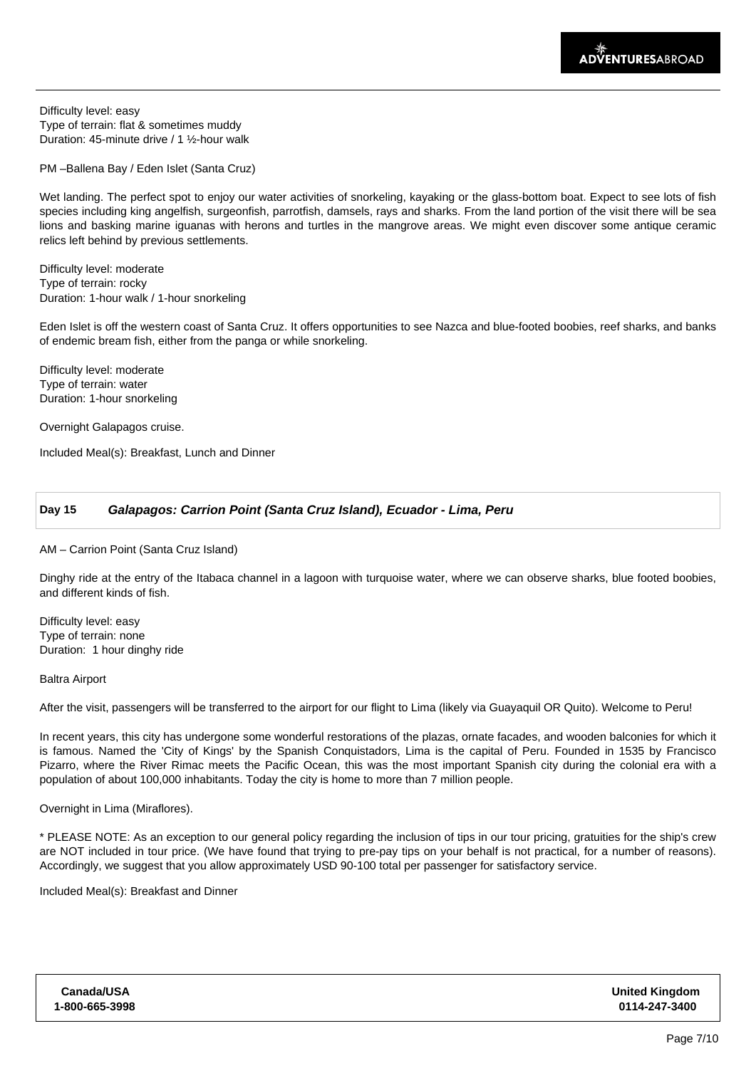Difficulty level: easy
Type of terrain: flat & sometimes muddy
Duration: 45-minute drive / 1 ½-hour walk

PM –Ballena Bay / Eden Islet (Santa Cruz)

Wet landing. The perfect spot to enjoy our water activities of snorkeling, kayaking or the glass-bottom boat. Expect to see lots of fish species including king angelfish, surgeonfish, parrotfish, damsels, rays and sharks. From the land portion of the visit there will be sea lions and basking marine iguanas with herons and turtles in the mangrove areas. We might even discover some antique ceramic relics left behind by previous settlements.

Difficulty level: moderate
Type of terrain: rocky
Duration: 1-hour walk / 1-hour snorkeling

Eden Islet is off the western coast of Santa Cruz. It offers opportunities to see Nazca and blue-footed boobies, reef sharks, and banks of endemic bream fish, either from the panga or while snorkeling.

Difficulty level: moderate
Type of terrain: water
Duration: 1-hour snorkeling

Overnight Galapagos cruise.

Included Meal(s): Breakfast, Lunch and Dinner

## Day 15 *Galapagos: Carrion Point (Santa Cruz Island), Ecuador - Lima, Peru*

AM – Carrion Point (Santa Cruz Island)

Dinghy ride at the entry of the Itabaca channel in a lagoon with turquoise water, where we can observe sharks, blue footed boobies, and different kinds of fish.

Difficulty level: easy
Type of terrain: none
Duration: 1 hour dinghy ride

Baltra Airport

After the visit, passengers will be transferred to the airport for our flight to Lima (likely via Guayaquil OR Quito). Welcome to Peru!

In recent years, this city has undergone some wonderful restorations of the plazas, ornate facades, and wooden balconies for which it is famous. Named the 'City of Kings' by the Spanish Conquistadors, Lima is the capital of Peru. Founded in 1535 by Francisco Pizarro, where the River Rimac meets the Pacific Ocean, this was the most important Spanish city during the colonial era with a population of about 100,000 inhabitants. Today the city is home to more than 7 million people.

Overnight in Lima (Miraflores).

* PLEASE NOTE: As an exception to our general policy regarding the inclusion of tips in our tour pricing, gratuities for the ship's crew are NOT included in tour price. (We have found that trying to pre-pay tips on your behalf is not practical, for a number of reasons). Accordingly, we suggest that you allow approximately USD 90-100 total per passenger for satisfactory service.

Included Meal(s): Breakfast and Dinner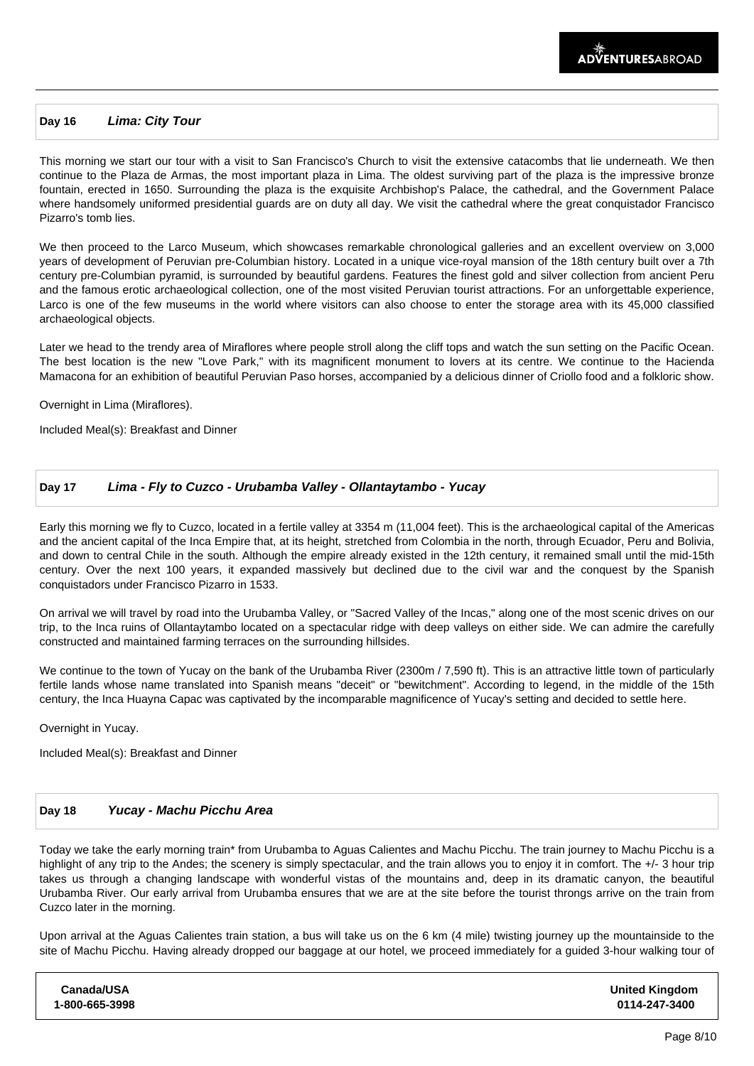## Day 16 *Lima: City Tour*

This morning we start our tour with a visit to San Francisco's Church to visit the extensive catacombs that lie underneath. We then continue to the Plaza de Armas, the most important plaza in Lima. The oldest surviving part of the plaza is the impressive bronze fountain, erected in 1650. Surrounding the plaza is the exquisite Archbishop's Palace, the cathedral, and the Government Palace where handsomely uniformed presidential guards are on duty all day. We visit the cathedral where the great conquistador Francisco Pizarro's tomb lies.

We then proceed to the Larco Museum, which showcases remarkable chronological galleries and an excellent overview on 3,000 years of development of Peruvian pre-Columbian history. Located in a unique vice-royal mansion of the 18th century built over a 7th century pre-Columbian pyramid, is surrounded by beautiful gardens. Features the finest gold and silver collection from ancient Peru and the famous erotic archaeological collection, one of the most visited Peruvian tourist attractions. For an unforgettable experience, Larco is one of the few museums in the world where visitors can also choose to enter the storage area with its 45,000 classified archaeological objects.

Later we head to the trendy area of Miraflores where people stroll along the cliff tops and watch the sun setting on the Pacific Ocean. The best location is the new "Love Park," with its magnificent monument to lovers at its centre. We continue to the Hacienda Mamacona for an exhibition of beautiful Peruvian Paso horses, accompanied by a delicious dinner of Criollo food and a folkloric show.

Overnight in Lima (Miraflores).

Included Meal(s): Breakfast and Dinner

## Day 17 *Lima - Fly to Cuzco - Urubamba Valley - Ollantaytambo - Yucay*

Early this morning we fly to Cuzco, located in a fertile valley at 3354 m (11,004 feet). This is the archaeological capital of the Americas and the ancient capital of the Inca Empire that, at its height, stretched from Colombia in the north, through Ecuador, Peru and Bolivia, and down to central Chile in the south. Although the empire already existed in the 12th century, it remained small until the mid-15th century. Over the next 100 years, it expanded massively but declined due to the civil war and the conquest by the Spanish conquistadors under Francisco Pizarro in 1533.

On arrival we will travel by road into the Urubamba Valley, or "Sacred Valley of the Incas," along one of the most scenic drives on our trip, to the Inca ruins of Ollantaytambo located on a spectacular ridge with deep valleys on either side. We can admire the carefully constructed and maintained farming terraces on the surrounding hillsides.

We continue to the town of Yucay on the bank of the Urubamba River (2300m / 7,590 ft). This is an attractive little town of particularly fertile lands whose name translated into Spanish means "deceit" or "bewitchment". According to legend, in the middle of the 15th century, the Inca Huayna Capac was captivated by the incomparable magnificence of Yucay's setting and decided to settle here.

Overnight in Yucay.

Included Meal(s): Breakfast and Dinner

## Day 18 *Yucay - Machu Picchu Area*

Today we take the early morning train* from Urubamba to Aguas Calientes and Machu Picchu. The train journey to Machu Picchu is a highlight of any trip to the Andes; the scenery is simply spectacular, and the train allows you to enjoy it in comfort. The +/- 3 hour trip takes us through a changing landscape with wonderful vistas of the mountains and, deep in its dramatic canyon, the beautiful Urubamba River. Our early arrival from Urubamba ensures that we are at the site before the tourist throngs arrive on the train from Cuzco later in the morning.

Upon arrival at the Aguas Calientes train station, a bus will take us on the 6 km (4 mile) twisting journey up the mountainside to the site of Machu Picchu. Having already dropped our baggage at our hotel, we proceed immediately for a guided 3-hour walking tour of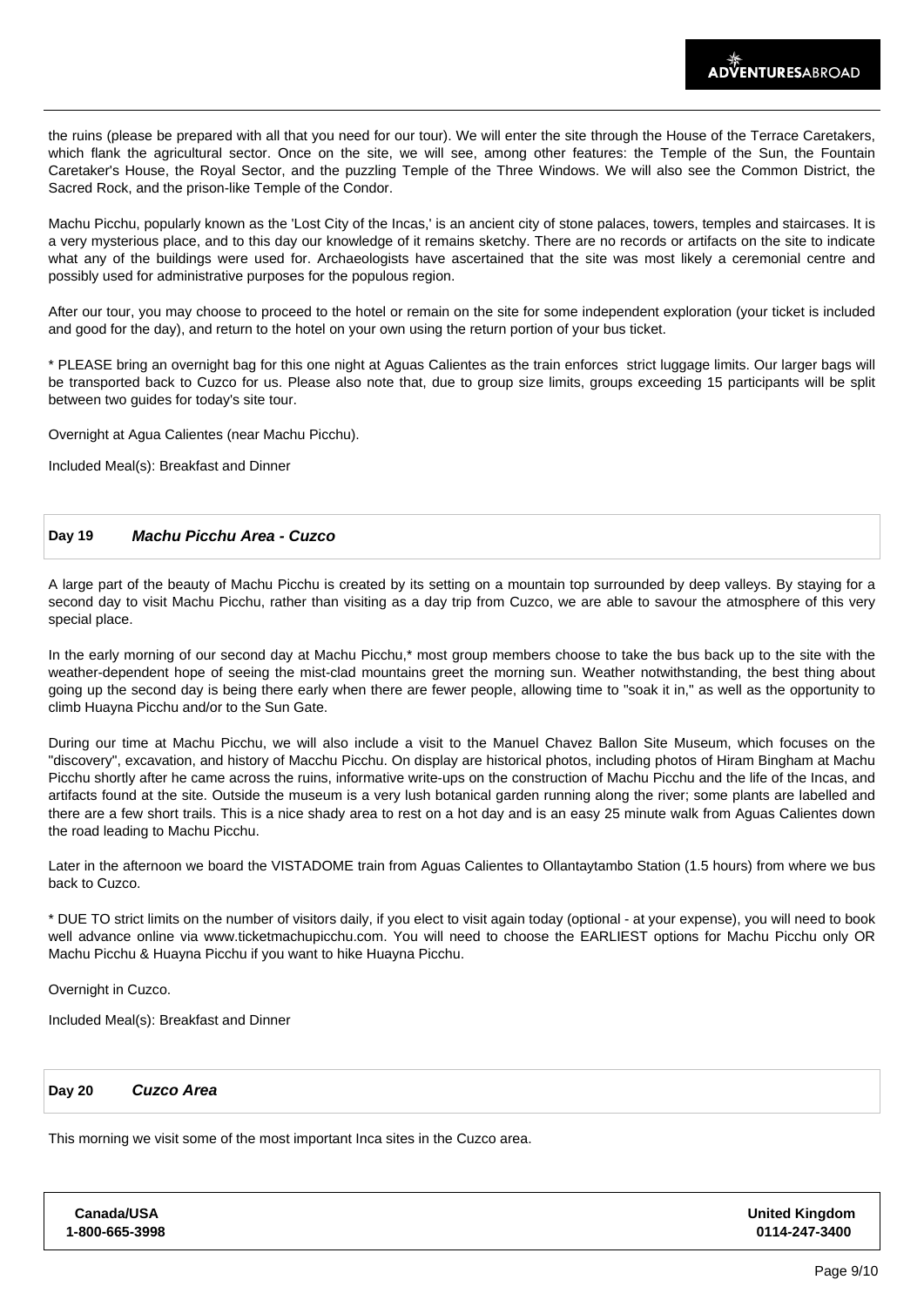the ruins (please be prepared with all that you need for our tour). We will enter the site through the House of the Terrace Caretakers, which flank the agricultural sector. Once on the site, we will see, among other features: the Temple of the Sun, the Fountain Caretaker's House, the Royal Sector, and the puzzling Temple of the Three Windows. We will also see the Common District, the Sacred Rock, and the prison-like Temple of the Condor.

Machu Picchu, popularly known as the 'Lost City of the Incas,' is an ancient city of stone palaces, towers, temples and staircases. It is a very mysterious place, and to this day our knowledge of it remains sketchy. There are no records or artifacts on the site to indicate what any of the buildings were used for. Archaeologists have ascertained that the site was most likely a ceremonial centre and possibly used for administrative purposes for the populous region.

After our tour, you may choose to proceed to the hotel or remain on the site for some independent exploration (your ticket is included and good for the day), and return to the hotel on your own using the return portion of your bus ticket.

* PLEASE bring an overnight bag for this one night at Aguas Calientes as the train enforces strict luggage limits. Our larger bags will be transported back to Cuzco for us. Please also note that, due to group size limits, groups exceeding 15 participants will be split between two guides for today's site tour.

Overnight at Agua Calientes (near Machu Picchu).

Included Meal(s): Breakfast and Dinner

## Day 19 *Machu Picchu Area - Cuzco*

A large part of the beauty of Machu Picchu is created by its setting on a mountain top surrounded by deep valleys. By staying for a second day to visit Machu Picchu, rather than visiting as a day trip from Cuzco, we are able to savour the atmosphere of this very special place.

In the early morning of our second day at Machu Picchu,* most group members choose to take the bus back up to the site with the weather-dependent hope of seeing the mist-clad mountains greet the morning sun. Weather notwithstanding, the best thing about going up the second day is being there early when there are fewer people, allowing time to "soak it in," as well as the opportunity to climb Huayna Picchu and/or to the Sun Gate.

During our time at Machu Picchu, we will also include a visit to the Manuel Chavez Ballon Site Museum, which focuses on the "discovery", excavation, and history of Macchu Picchu. On display are historical photos, including photos of Hiram Bingham at Machu Picchu shortly after he came across the ruins, informative write-ups on the construction of Machu Picchu and the life of the Incas, and artifacts found at the site. Outside the museum is a very lush botanical garden running along the river; some plants are labelled and there are a few short trails. This is a nice shady area to rest on a hot day and is an easy 25 minute walk from Aguas Calientes down the road leading to Machu Picchu.

Later in the afternoon we board the VISTADOME train from Aguas Calientes to Ollantaytambo Station (1.5 hours) from where we bus back to Cuzco.

* DUE TO strict limits on the number of visitors daily, if you elect to visit again today (optional - at your expense), you will need to book well advance online via www.ticketmachupicchu.com. You will need to choose the EARLIEST options for Machu Picchu only OR Machu Picchu & Huayna Picchu if you want to hike Huayna Picchu.

Overnight in Cuzco.

Included Meal(s): Breakfast and Dinner

## Day 20 *Cuzco Area*

This morning we visit some of the most important Inca sites in the Cuzco area.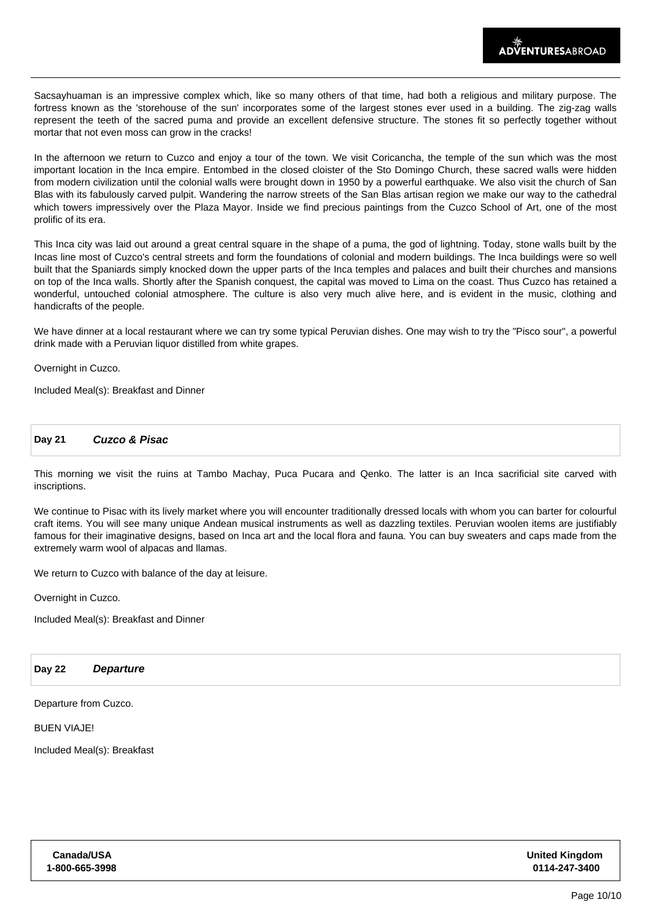Sacsayhuaman is an impressive complex which, like so many others of that time, had both a religious and military purpose. The fortress known as the 'storehouse of the sun' incorporates some of the largest stones ever used in a building. The zig-zag walls represent the teeth of the sacred puma and provide an excellent defensive structure. The stones fit so perfectly together without mortar that not even moss can grow in the cracks!

In the afternoon we return to Cuzco and enjoy a tour of the town. We visit Coricancha, the temple of the sun which was the most important location in the Inca empire. Entombed in the closed cloister of the Sto Domingo Church, these sacred walls were hidden from modern civilization until the colonial walls were brought down in 1950 by a powerful earthquake. We also visit the church of San Blas with its fabulously carved pulpit. Wandering the narrow streets of the San Blas artisan region we make our way to the cathedral which towers impressively over the Plaza Mayor. Inside we find precious paintings from the Cuzco School of Art, one of the most prolific of its era.

This Inca city was laid out around a great central square in the shape of a puma, the god of lightning. Today, stone walls built by the Incas line most of Cuzco's central streets and form the foundations of colonial and modern buildings. The Inca buildings were so well built that the Spaniards simply knocked down the upper parts of the Inca temples and palaces and built their churches and mansions on top of the Inca walls. Shortly after the Spanish conquest, the capital was moved to Lima on the coast. Thus Cuzco has retained a wonderful, untouched colonial atmosphere. The culture is also very much alive here, and is evident in the music, clothing and handicrafts of the people.

We have dinner at a local restaurant where we can try some typical Peruvian dishes. One may wish to try the "Pisco sour", a powerful drink made with a Peruvian liquor distilled from white grapes.

Overnight in Cuzco.

Included Meal(s): Breakfast and Dinner

## Day 21 *Cuzco & Pisac*

This morning we visit the ruins at Tambo Machay, Puca Pucara and Qenko. The latter is an Inca sacrificial site carved with inscriptions.

We continue to Pisac with its lively market where you will encounter traditionally dressed locals with whom you can barter for colourful craft items. You will see many unique Andean musical instruments as well as dazzling textiles. Peruvian woolen items are justifiably famous for their imaginative designs, based on Inca art and the local flora and fauna. You can buy sweaters and caps made from the extremely warm wool of alpacas and llamas.

We return to Cuzco with balance of the day at leisure.

Overnight in Cuzco.

Included Meal(s): Breakfast and Dinner

## Day 22 *Departure*

Departure from Cuzco.

BUEN VIAJE!

Included Meal(s): Breakfast

| | |
|---|---|
| **Canada/USA**<br>**1-800-665-3998** | **United Kingdom**<br>**0114-247-3400** |